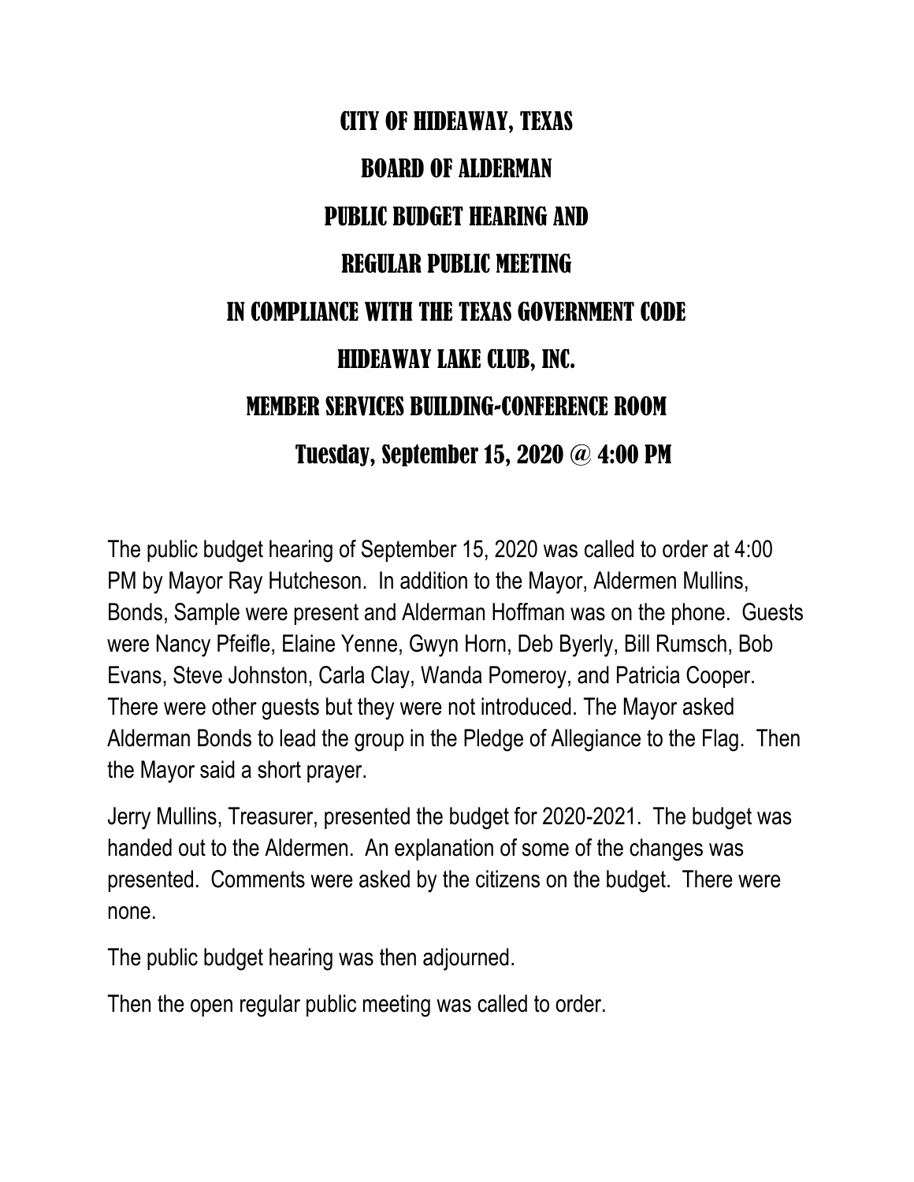# CITY OF HIDEAWAY, TEXAS

## BOARD OF ALDERMAN

## PUBLIC BUDGET HEARING AND

## REGULAR PUBLIC MEETING

## IN COMPLIANCE WITH THE TEXAS GOVERNMENT CODE

## HIDEAWAY LAKE CLUB, INC.

## MEMBER SERVICES BUILDING-CONFERENCE ROOM

## Tuesday, September 15, 2020 @ 4:00 PM

The public budget hearing of September 15, 2020 was called to order at 4:00 PM by Mayor Ray Hutcheson. In addition to the Mayor, Aldermen Mullins, Bonds, Sample were present and Alderman Hoffman was on the phone. Guests were Nancy Pfeifle, Elaine Yenne, Gwyn Horn, Deb Byerly, Bill Rumsch, Bob Evans, Steve Johnston, Carla Clay, Wanda Pomeroy, and Patricia Cooper. There were other guests but they were not introduced. The Mayor asked Alderman Bonds to lead the group in the Pledge of Allegiance to the Flag. Then the Mayor said a short prayer.

Jerry Mullins, Treasurer, presented the budget for 2020-2021. The budget was handed out to the Aldermen. An explanation of some of the changes was presented. Comments were asked by the citizens on the budget. There were none.

The public budget hearing was then adjourned.

Then the open regular public meeting was called to order.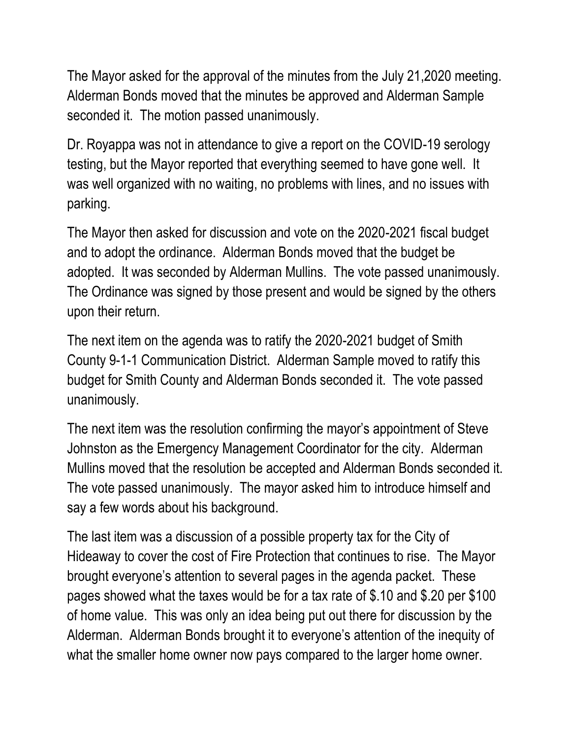The Mayor asked for the approval of the minutes from the July 21,2020 meeting. Alderman Bonds moved that the minutes be approved and Alderman Sample seconded it. The motion passed unanimously.

Dr. Royappa was not in attendance to give a report on the COVID-19 serology testing, but the Mayor reported that everything seemed to have gone well. It was well organized with no waiting, no problems with lines, and no issues with parking.

The Mayor then asked for discussion and vote on the 2020-2021 fiscal budget and to adopt the ordinance. Alderman Bonds moved that the budget be adopted. It was seconded by Alderman Mullins. The vote passed unanimously. The Ordinance was signed by those present and would be signed by the others upon their return.

The next item on the agenda was to ratify the 2020-2021 budget of Smith County 9-1-1 Communication District. Alderman Sample moved to ratify this budget for Smith County and Alderman Bonds seconded it. The vote passed unanimously.

The next item was the resolution confirming the mayor's appointment of Steve Johnston as the Emergency Management Coordinator for the city. Alderman Mullins moved that the resolution be accepted and Alderman Bonds seconded it. The vote passed unanimously. The mayor asked him to introduce himself and say a few words about his background.

The last item was a discussion of a possible property tax for the City of Hideaway to cover the cost of Fire Protection that continues to rise. The Mayor brought everyone's attention to several pages in the agenda packet. These pages showed what the taxes would be for a tax rate of $.10 and $.20 per $100 of home value. This was only an idea being put out there for discussion by the Alderman. Alderman Bonds brought it to everyone's attention of the inequity of what the smaller home owner now pays compared to the larger home owner.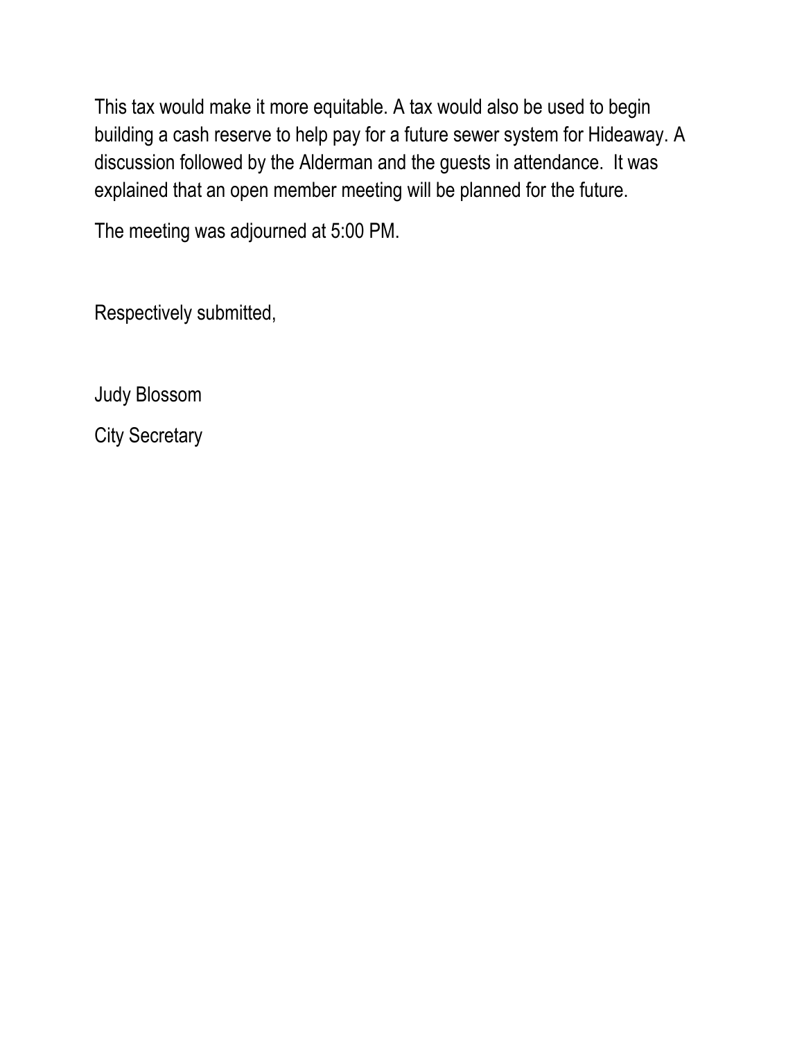This tax would make it more equitable. A tax would also be used to begin building a cash reserve to help pay for a future sewer system for Hideaway. A discussion followed by the Alderman and the guests in attendance. It was explained that an open member meeting will be planned for the future.

The meeting was adjourned at 5:00 PM.

Respectively submitted,

Judy Blossom

City Secretary